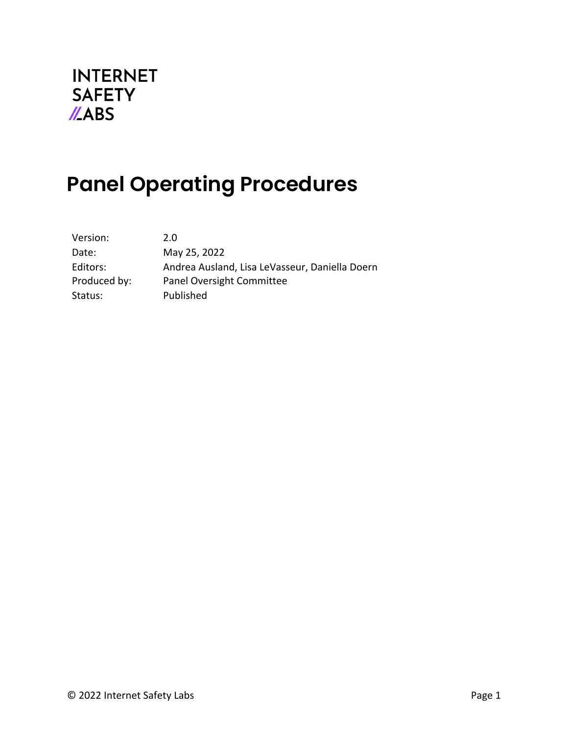INTERNET
SAFETY
LABS

# Panel Operating Procedures

| | |
|---|---|
| Version: | 2.0 |
| Date: | May 25, 2022 |
| Editors: | Andrea Ausland, Lisa LeVasseur, Daniella Doern |
| Produced by: | Panel Oversight Committee |
| Status: | Published |

© 2022 Internet Safety Labs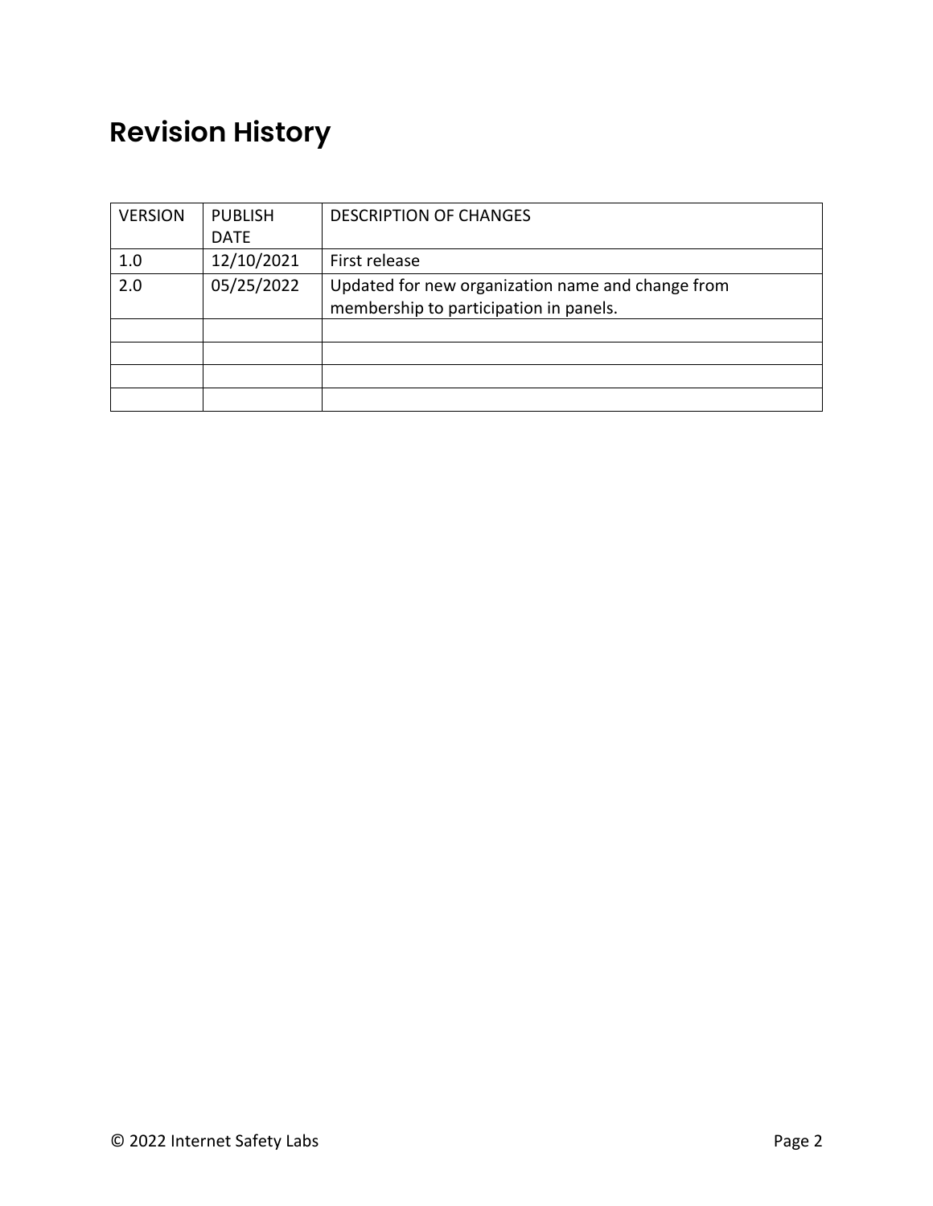## Revision History

| VERSION | PUBLISH DATE | DESCRIPTION OF CHANGES |
| --- | --- | --- |
| 1.0 | 12/10/2021 | First release |
| 2.0 | 05/25/2022 | Updated for new organization name and change from membership to participation in panels. |
| | | |
| | | |
| | | |
| | | |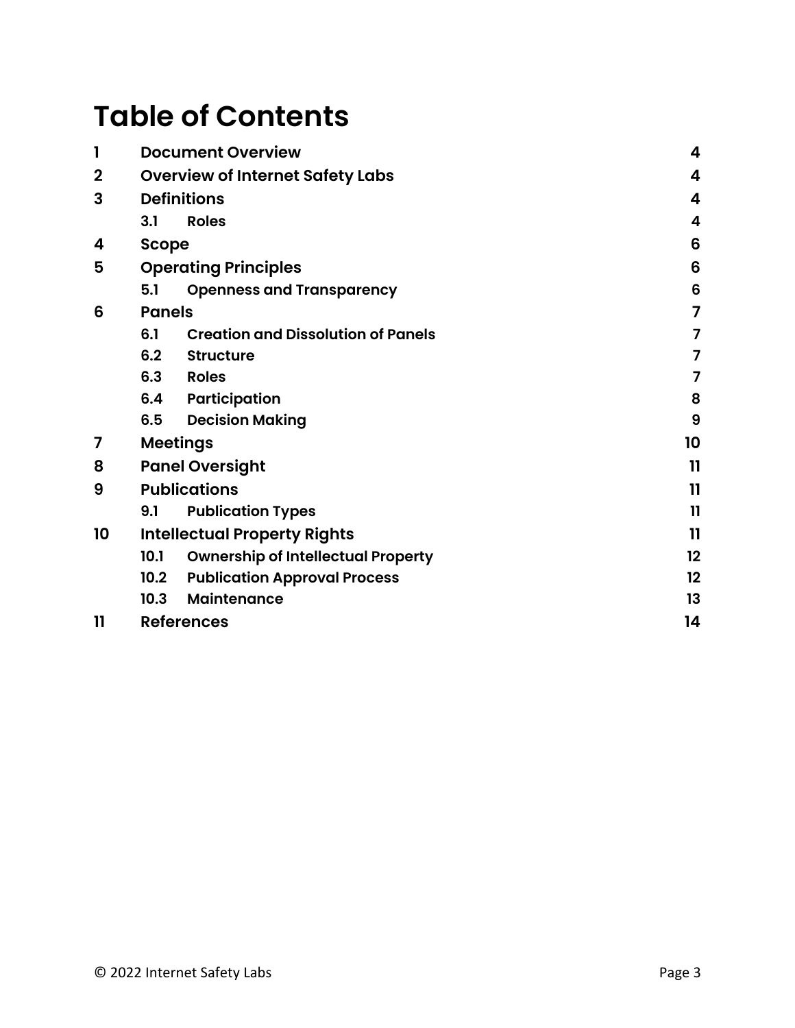# Table of Contents

| | | |
|---|---|---|
| **1** | **Document Overview** | **4** |
| **2** | **Overview of Internet Safety Labs** | **4** |
| **3** | **Definitions** | **4** |
| | **3.1 Roles** | **4** |
| **4** | **Scope** | **6** |
| **5** | **Operating Principles** | **6** |
| | **5.1 Openness and Transparency** | **6** |
| **6** | **Panels** | **7** |
| | **6.1 Creation and Dissolution of Panels** | **7** |
| | **6.2 Structure** | **7** |
| | **6.3 Roles** | **7** |
| | **6.4 Participation** | **8** |
| | **6.5 Decision Making** | **9** |
| **7** | **Meetings** | **10** |
| **8** | **Panel Oversight** | **11** |
| **9** | **Publications** | **11** |
| | **9.1 Publication Types** | **11** |
| **10** | **Intellectual Property Rights** | **11** |
| | **10.1 Ownership of Intellectual Property** | **12** |
| | **10.2 Publication Approval Process** | **12** |
| | **10.3 Maintenance** | **13** |
| **11** | **References** | **14** |

© 2022 Internet Safety Labs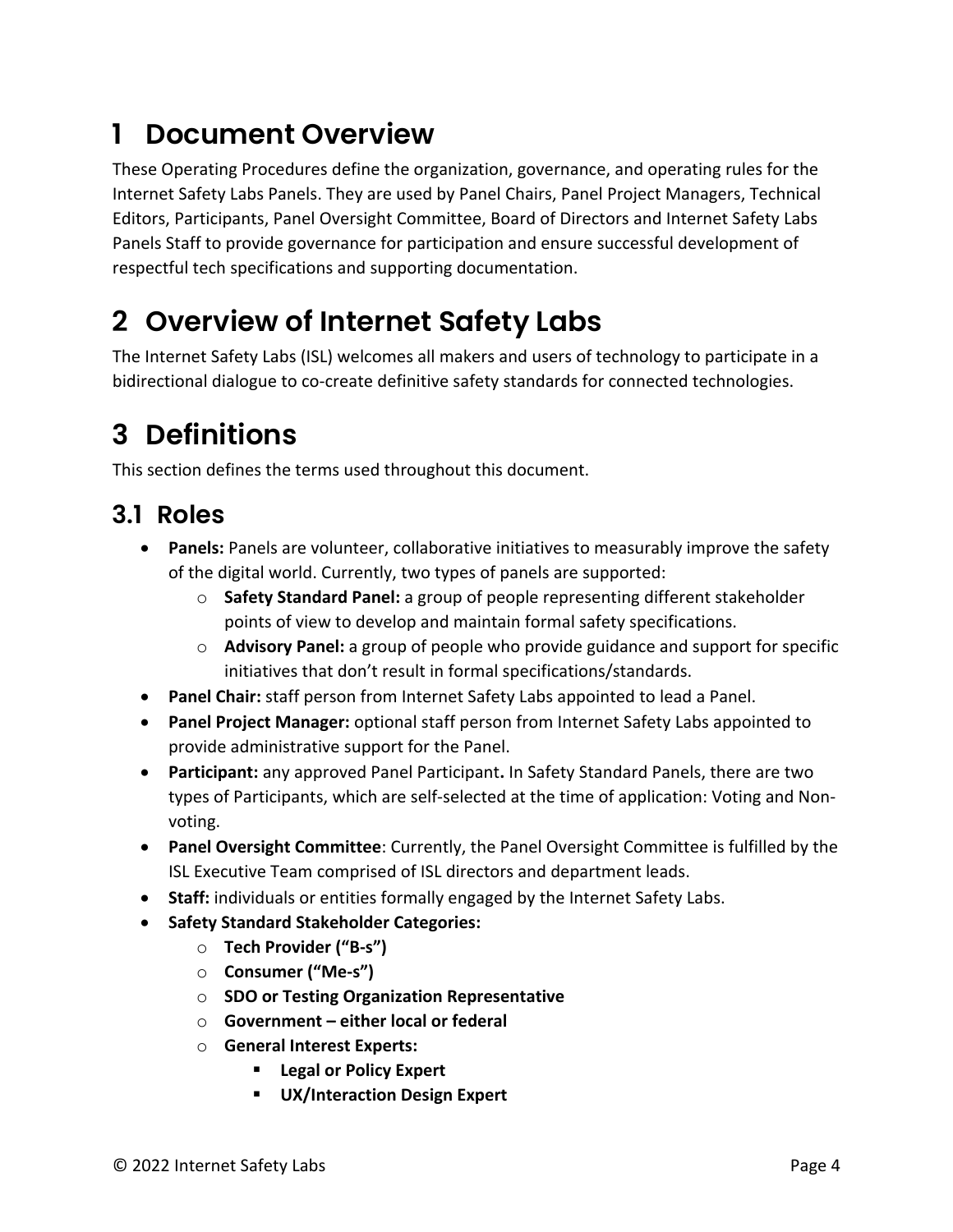# 1 Document Overview

These Operating Procedures define the organization, governance, and operating rules for the Internet Safety Labs Panels. They are used by Panel Chairs, Panel Project Managers, Technical Editors, Participants, Panel Oversight Committee, Board of Directors and Internet Safety Labs Panels Staff to provide governance for participation and ensure successful development of respectful tech specifications and supporting documentation.

# 2 Overview of Internet Safety Labs

The Internet Safety Labs (ISL) welcomes all makers and users of technology to participate in a bidirectional dialogue to co-create definitive safety standards for connected technologies.

# 3 Definitions

This section defines the terms used throughout this document.

## 3.1 Roles

- **Panels:** Panels are volunteer, collaborative initiatives to measurably improve the safety of the digital world. Currently, two types of panels are supported:
  - **Safety Standard Panel:** a group of people representing different stakeholder points of view to develop and maintain formal safety specifications.
  - **Advisory Panel:** a group of people who provide guidance and support for specific initiatives that don't result in formal specifications/standards.
- **Panel Chair:** staff person from Internet Safety Labs appointed to lead a Panel.
- **Panel Project Manager:** optional staff person from Internet Safety Labs appointed to provide administrative support for the Panel.
- **Participant:** any approved Panel Participant**.** In Safety Standard Panels, there are two types of Participants, which are self-selected at the time of application: Voting and Non-voting.
- **Panel Oversight Committee**: Currently, the Panel Oversight Committee is fulfilled by the ISL Executive Team comprised of ISL directors and department leads.
- **Staff:** individuals or entities formally engaged by the Internet Safety Labs.
- **Safety Standard Stakeholder Categories:**
  - **Tech Provider ("B-s")**
  - **Consumer ("Me-s")**
  - **SDO or Testing Organization Representative**
  - **Government – either local or federal**
  - **General Interest Experts:**
    - **Legal or Policy Expert**
    - **UX/Interaction Design Expert**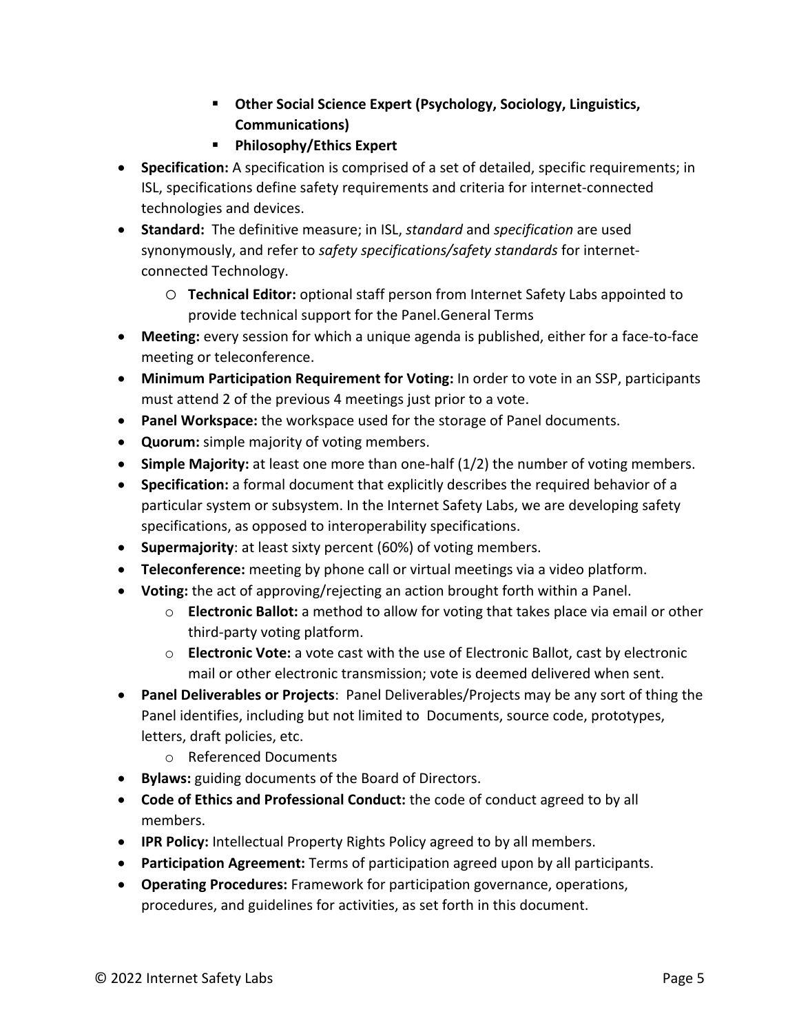- **Other Social Science Expert (Psychology, Sociology, Linguistics, Communications)**
        - **Philosophy/Ethics Expert**
- **Specification:** A specification is comprised of a set of detailed, specific requirements; in ISL, specifications define safety requirements and criteria for internet-connected technologies and devices.
- **Standard:** The definitive measure; in ISL, *standard* and *specification* are used synonymously, and refer to *safety specifications/safety standards* for internet-connected Technology.
    - **Technical Editor:** optional staff person from Internet Safety Labs appointed to provide technical support for the Panel.General Terms
- **Meeting:** every session for which a unique agenda is published, either for a face-to-face meeting or teleconference.
- **Minimum Participation Requirement for Voting:** In order to vote in an SSP, participants must attend 2 of the previous 4 meetings just prior to a vote.
- **Panel Workspace:** the workspace used for the storage of Panel documents.
- **Quorum:** simple majority of voting members.
- **Simple Majority:** at least one more than one-half (1/2) the number of voting members.
- **Specification:** a formal document that explicitly describes the required behavior of a particular system or subsystem. In the Internet Safety Labs, we are developing safety specifications, as opposed to interoperability specifications.
- **Supermajority**: at least sixty percent (60%) of voting members.
- **Teleconference:** meeting by phone call or virtual meetings via a video platform.
- **Voting:** the act of approving/rejecting an action brought forth within a Panel.
    - **Electronic Ballot:** a method to allow for voting that takes place via email or other third-party voting platform.
    - **Electronic Vote:** a vote cast with the use of Electronic Ballot, cast by electronic mail or other electronic transmission; vote is deemed delivered when sent.
- **Panel Deliverables or Projects**: Panel Deliverables/Projects may be any sort of thing the Panel identifies, including but not limited to Documents, source code, prototypes, letters, draft policies, etc.
    - Referenced Documents
- **Bylaws:** guiding documents of the Board of Directors.
- **Code of Ethics and Professional Conduct:** the code of conduct agreed to by all members.
- **IPR Policy:** Intellectual Property Rights Policy agreed to by all members.
- **Participation Agreement:** Terms of participation agreed upon by all participants.
- **Operating Procedures:** Framework for participation governance, operations, procedures, and guidelines for activities, as set forth in this document.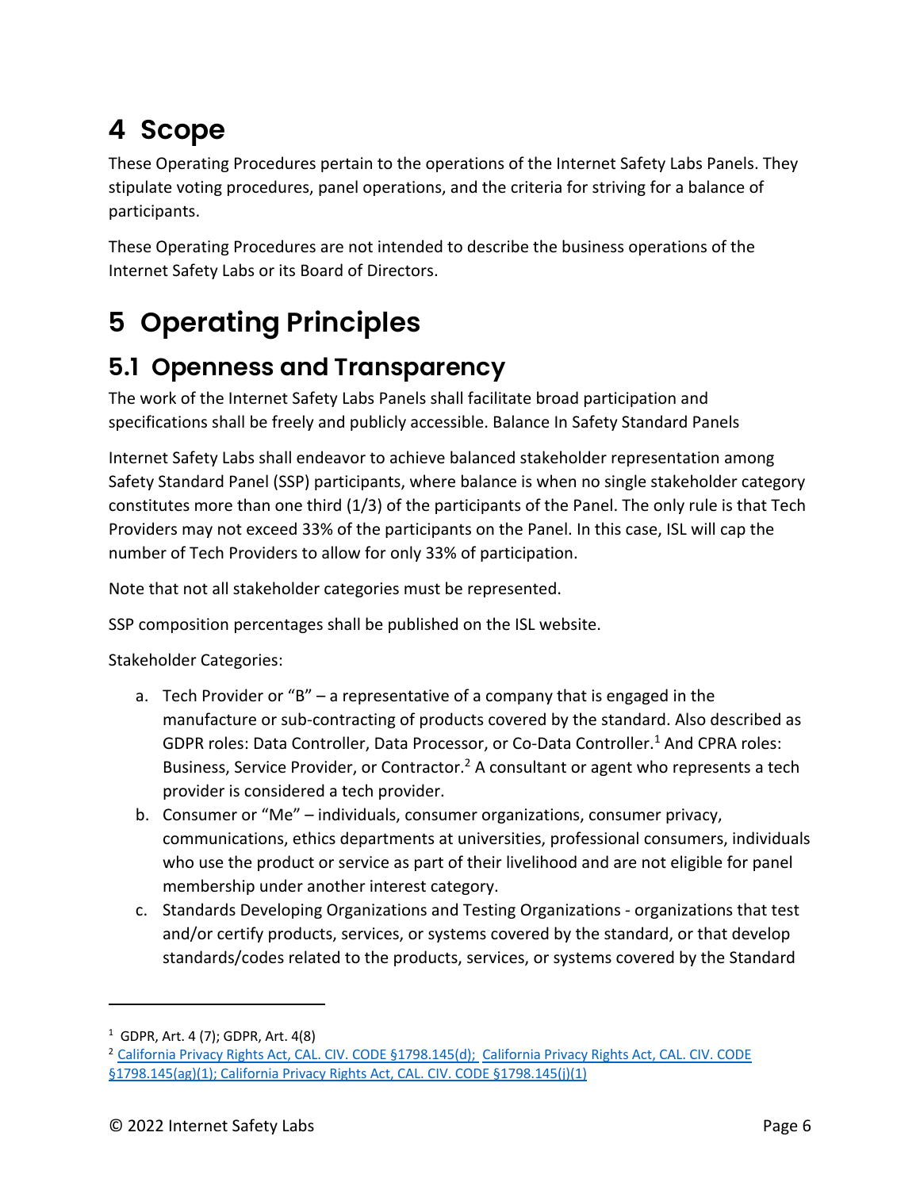# 4 Scope

These Operating Procedures pertain to the operations of the Internet Safety Labs Panels. They stipulate voting procedures, panel operations, and the criteria for striving for a balance of participants.

These Operating Procedures are not intended to describe the business operations of the Internet Safety Labs or its Board of Directors.

# 5 Operating Principles

## 5.1 Openness and Transparency

The work of the Internet Safety Labs Panels shall facilitate broad participation and specifications shall be freely and publicly accessible. Balance In Safety Standard Panels

Internet Safety Labs shall endeavor to achieve balanced stakeholder representation among Safety Standard Panel (SSP) participants, where balance is when no single stakeholder category constitutes more than one third (1/3) of the participants of the Panel. The only rule is that Tech Providers may not exceed 33% of the participants on the Panel. In this case, ISL will cap the number of Tech Providers to allow for only 33% of participation.

Note that not all stakeholder categories must be represented.

SSP composition percentages shall be published on the ISL website.

Stakeholder Categories:

a. Tech Provider or "B" – a representative of a company that is engaged in the manufacture or sub-contracting of products covered by the standard. Also described as GDPR roles: Data Controller, Data Processor, or Co-Data Controller.[1] And CPRA roles: Business, Service Provider, or Contractor.[2] A consultant or agent who represents a tech provider is considered a tech provider.
b. Consumer or "Me" – individuals, consumer organizations, consumer privacy, communications, ethics departments at universities, professional consumers, individuals who use the product or service as part of their livelihood and are not eligible for panel membership under another interest category.
c. Standards Developing Organizations and Testing Organizations - organizations that test and/or certify products, services, or systems covered by the standard, or that develop standards/codes related to the products, services, or systems covered by the Standard

---

[1] GDPR, Art. 4 (7); GDPR, Art. 4(8)

[2] California Privacy Rights Act, CAL. CIV. CODE §1798.145(d); California Privacy Rights Act, CAL. CIV. CODE §1798.145(ag)(1); California Privacy Rights Act, CAL. CIV. CODE §1798.145(j)(1)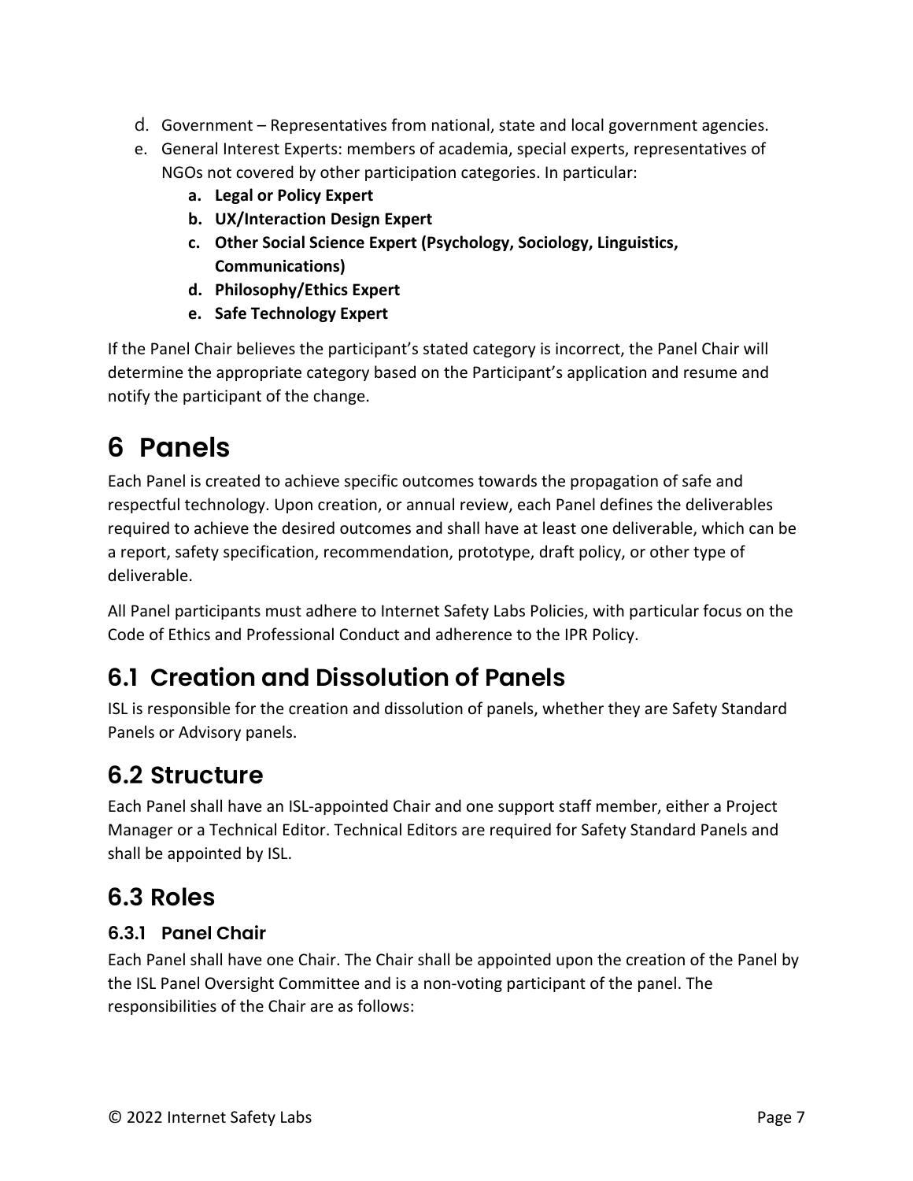d. Government – Representatives from national, state and local government agencies.
e. General Interest Experts: members of academia, special experts, representatives of NGOs not covered by other participation categories. In particular:
    a. **Legal or Policy Expert**
    b. **UX/Interaction Design Expert**
    c. **Other Social Science Expert (Psychology, Sociology, Linguistics, Communications)**
    d. **Philosophy/Ethics Expert**
    e. **Safe Technology Expert**

If the Panel Chair believes the participant's stated category is incorrect, the Panel Chair will determine the appropriate category based on the Participant's application and resume and notify the participant of the change.

# 6 Panels

Each Panel is created to achieve specific outcomes towards the propagation of safe and respectful technology. Upon creation, or annual review, each Panel defines the deliverables required to achieve the desired outcomes and shall have at least one deliverable, which can be a report, safety specification, recommendation, prototype, draft policy, or other type of deliverable.

All Panel participants must adhere to Internet Safety Labs Policies, with particular focus on the Code of Ethics and Professional Conduct and adherence to the IPR Policy.

## 6.1 Creation and Dissolution of Panels

ISL is responsible for the creation and dissolution of panels, whether they are Safety Standard Panels or Advisory panels.

## 6.2 Structure

Each Panel shall have an ISL-appointed Chair and one support staff member, either a Project Manager or a Technical Editor. Technical Editors are required for Safety Standard Panels and shall be appointed by ISL.

## 6.3 Roles

### 6.3.1 Panel Chair

Each Panel shall have one Chair. The Chair shall be appointed upon the creation of the Panel by the ISL Panel Oversight Committee and is a non-voting participant of the panel. The responsibilities of the Chair are as follows: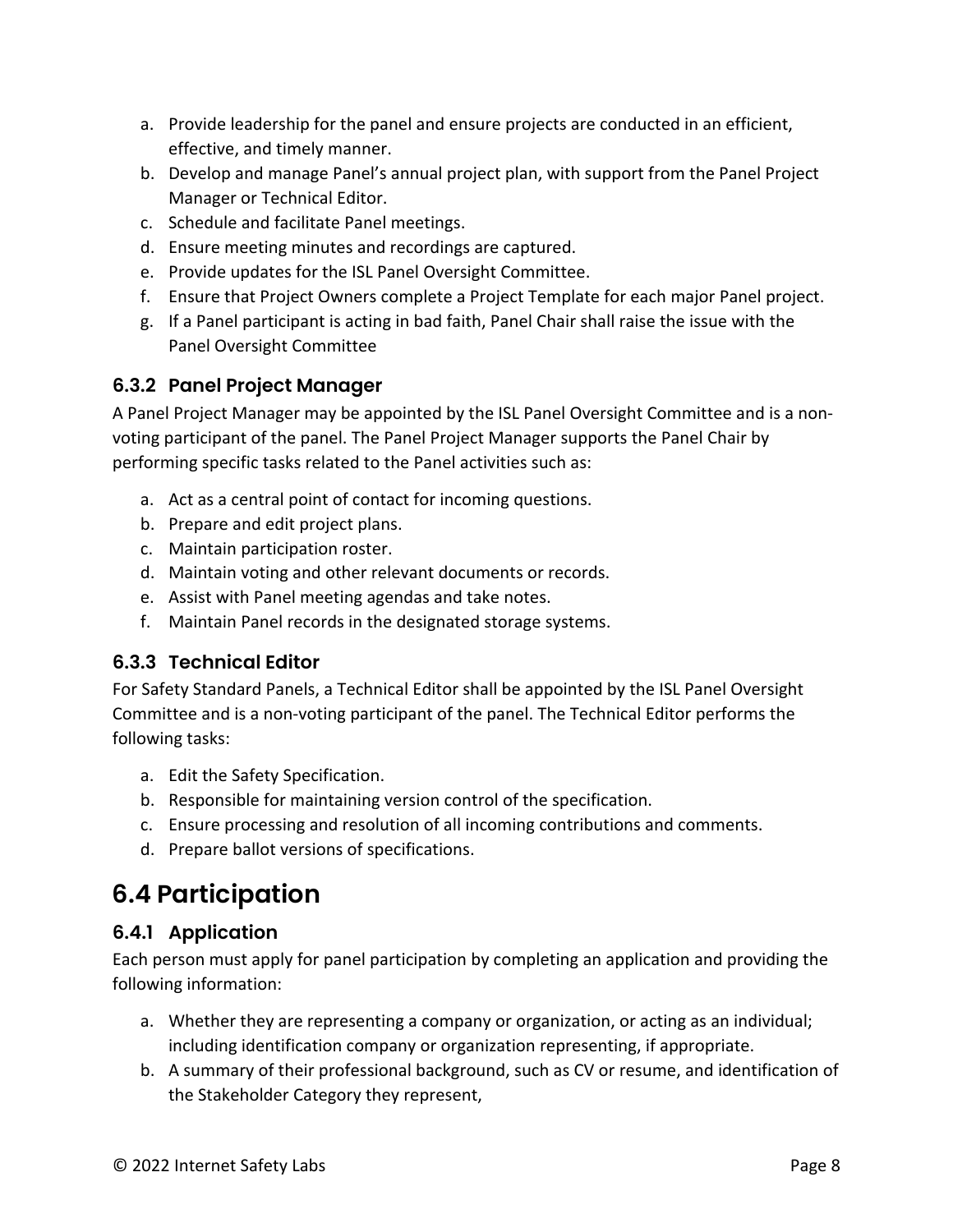a. Provide leadership for the panel and ensure projects are conducted in an efficient, effective, and timely manner.
b. Develop and manage Panel's annual project plan, with support from the Panel Project Manager or Technical Editor.
c. Schedule and facilitate Panel meetings.
d. Ensure meeting minutes and recordings are captured.
e. Provide updates for the ISL Panel Oversight Committee.
f. Ensure that Project Owners complete a Project Template for each major Panel project.
g. If a Panel participant is acting in bad faith, Panel Chair shall raise the issue with the Panel Oversight Committee

### 6.3.2 Panel Project Manager

A Panel Project Manager may be appointed by the ISL Panel Oversight Committee and is a non-voting participant of the panel. The Panel Project Manager supports the Panel Chair by performing specific tasks related to the Panel activities such as:

a. Act as a central point of contact for incoming questions.
b. Prepare and edit project plans.
c. Maintain participation roster.
d. Maintain voting and other relevant documents or records.
e. Assist with Panel meeting agendas and take notes.
f. Maintain Panel records in the designated storage systems.

### 6.3.3 Technical Editor

For Safety Standard Panels, a Technical Editor shall be appointed by the ISL Panel Oversight Committee and is a non-voting participant of the panel. The Technical Editor performs the following tasks:

a. Edit the Safety Specification.
b. Responsible for maintaining version control of the specification.
c. Ensure processing and resolution of all incoming contributions and comments.
d. Prepare ballot versions of specifications.

## 6.4 Participation

### 6.4.1 Application

Each person must apply for panel participation by completing an application and providing the following information:

a. Whether they are representing a company or organization, or acting as an individual; including identification company or organization representing, if appropriate.
b. A summary of their professional background, such as CV or resume, and identification of the Stakeholder Category they represent,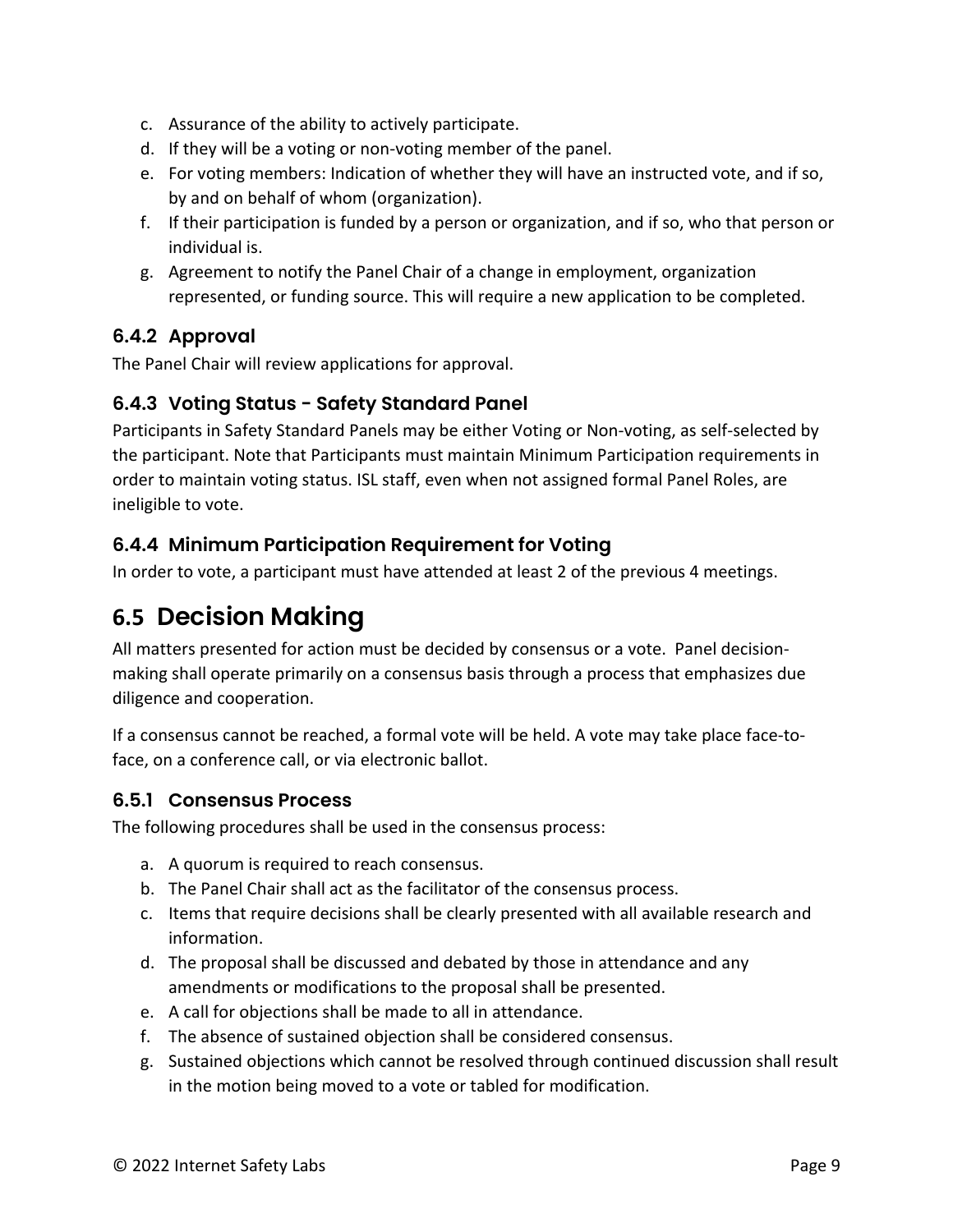c. Assurance of the ability to actively participate.
d. If they will be a voting or non-voting member of the panel.
e. For voting members: Indication of whether they will have an instructed vote, and if so, by and on behalf of whom (organization).
f. If their participation is funded by a person or organization, and if so, who that person or individual is.
g. Agreement to notify the Panel Chair of a change in employment, organization represented, or funding source. This will require a new application to be completed.

### 6.4.2 Approval

The Panel Chair will review applications for approval.

### 6.4.3 Voting Status - Safety Standard Panel

Participants in Safety Standard Panels may be either Voting or Non-voting, as self-selected by the participant. Note that Participants must maintain Minimum Participation requirements in order to maintain voting status. ISL staff, even when not assigned formal Panel Roles, are ineligible to vote.

### 6.4.4 Minimum Participation Requirement for Voting

In order to vote, a participant must have attended at least 2 of the previous 4 meetings.

## 6.5 Decision Making

All matters presented for action must be decided by consensus or a vote. Panel decision-making shall operate primarily on a consensus basis through a process that emphasizes due diligence and cooperation.

If a consensus cannot be reached, a formal vote will be held. A vote may take place face-to-face, on a conference call, or via electronic ballot.

### 6.5.1 Consensus Process

The following procedures shall be used in the consensus process:

a. A quorum is required to reach consensus.
b. The Panel Chair shall act as the facilitator of the consensus process.
c. Items that require decisions shall be clearly presented with all available research and information.
d. The proposal shall be discussed and debated by those in attendance and any amendments or modifications to the proposal shall be presented.
e. A call for objections shall be made to all in attendance.
f. The absence of sustained objection shall be considered consensus.
g. Sustained objections which cannot be resolved through continued discussion shall result in the motion being moved to a vote or tabled for modification.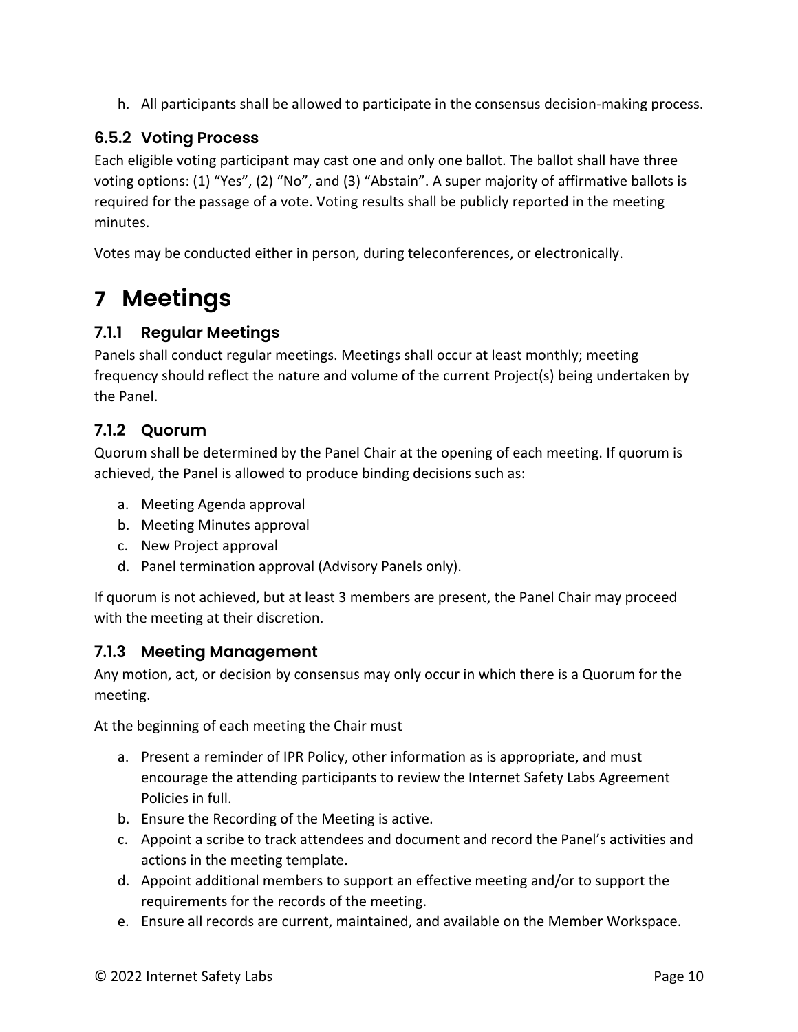h. All participants shall be allowed to participate in the consensus decision-making process.

### 6.5.2 Voting Process

Each eligible voting participant may cast one and only one ballot. The ballot shall have three voting options: (1) “Yes”, (2) “No”, and (3) “Abstain”. A super majority of affirmative ballots is required for the passage of a vote. Voting results shall be publicly reported in the meeting minutes.

Votes may be conducted either in person, during teleconferences, or electronically.

# 7 Meetings

### 7.1.1 Regular Meetings

Panels shall conduct regular meetings. Meetings shall occur at least monthly; meeting frequency should reflect the nature and volume of the current Project(s) being undertaken by the Panel.

### 7.1.2 Quorum

Quorum shall be determined by the Panel Chair at the opening of each meeting. If quorum is achieved, the Panel is allowed to produce binding decisions such as:

a. Meeting Agenda approval
b. Meeting Minutes approval
c. New Project approval
d. Panel termination approval (Advisory Panels only).

If quorum is not achieved, but at least 3 members are present, the Panel Chair may proceed with the meeting at their discretion.

### 7.1.3 Meeting Management

Any motion, act, or decision by consensus may only occur in which there is a Quorum for the meeting.

At the beginning of each meeting the Chair must

a. Present a reminder of IPR Policy, other information as is appropriate, and must encourage the attending participants to review the Internet Safety Labs Agreement Policies in full.
b. Ensure the Recording of the Meeting is active.
c. Appoint a scribe to track attendees and document and record the Panel’s activities and actions in the meeting template.
d. Appoint additional members to support an effective meeting and/or to support the requirements for the records of the meeting.
e. Ensure all records are current, maintained, and available on the Member Workspace.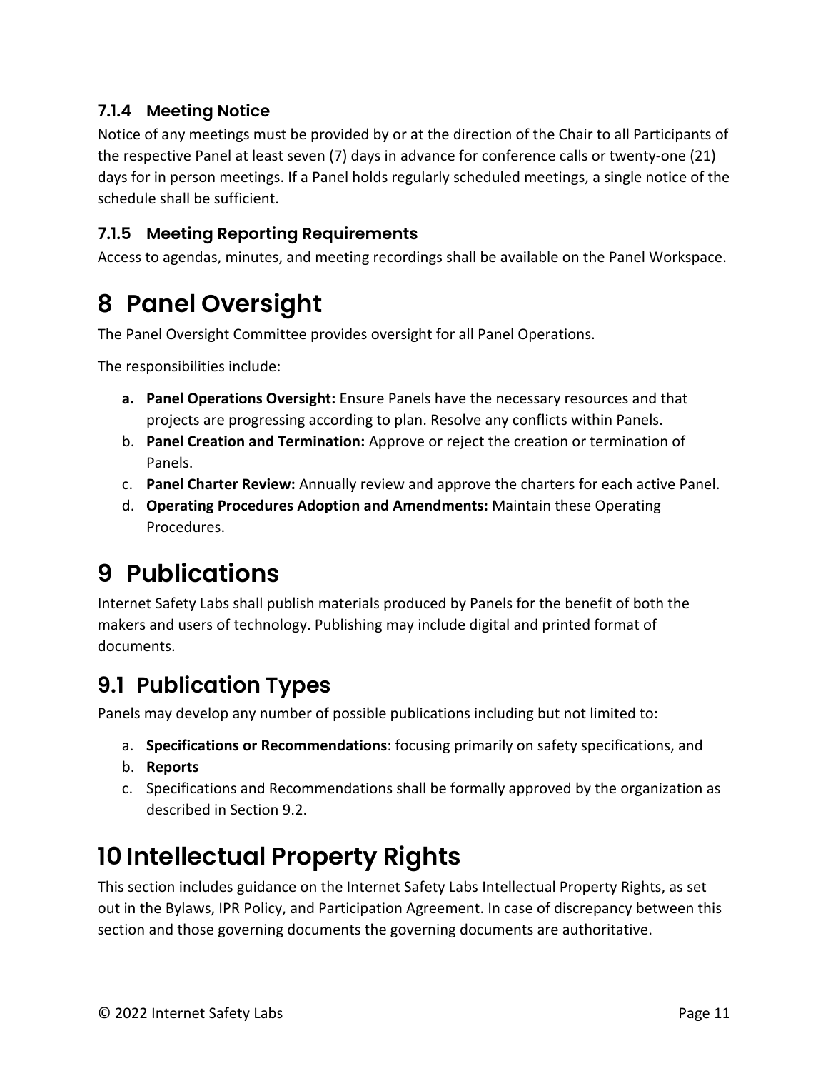### 7.1.4 Meeting Notice

Notice of any meetings must be provided by or at the direction of the Chair to all Participants of the respective Panel at least seven (7) days in advance for conference calls or twenty-one (21) days for in person meetings. If a Panel holds regularly scheduled meetings, a single notice of the schedule shall be sufficient.

### 7.1.5 Meeting Reporting Requirements

Access to agendas, minutes, and meeting recordings shall be available on the Panel Workspace.

# 8 Panel Oversight

The Panel Oversight Committee provides oversight for all Panel Operations.

The responsibilities include:

a. **Panel Operations Oversight:** Ensure Panels have the necessary resources and that projects are progressing according to plan. Resolve any conflicts within Panels.
b. **Panel Creation and Termination:** Approve or reject the creation or termination of Panels.
c. **Panel Charter Review:** Annually review and approve the charters for each active Panel.
d. **Operating Procedures Adoption and Amendments:** Maintain these Operating Procedures.

# 9 Publications

Internet Safety Labs shall publish materials produced by Panels for the benefit of both the makers and users of technology. Publishing may include digital and printed format of documents.

## 9.1 Publication Types

Panels may develop any number of possible publications including but not limited to:

a. **Specifications or Recommendations**: focusing primarily on safety specifications, and
b. **Reports**
c. Specifications and Recommendations shall be formally approved by the organization as described in Section 9.2.

# 10 Intellectual Property Rights

This section includes guidance on the Internet Safety Labs Intellectual Property Rights, as set out in the Bylaws, IPR Policy, and Participation Agreement. In case of discrepancy between this section and those governing documents the governing documents are authoritative.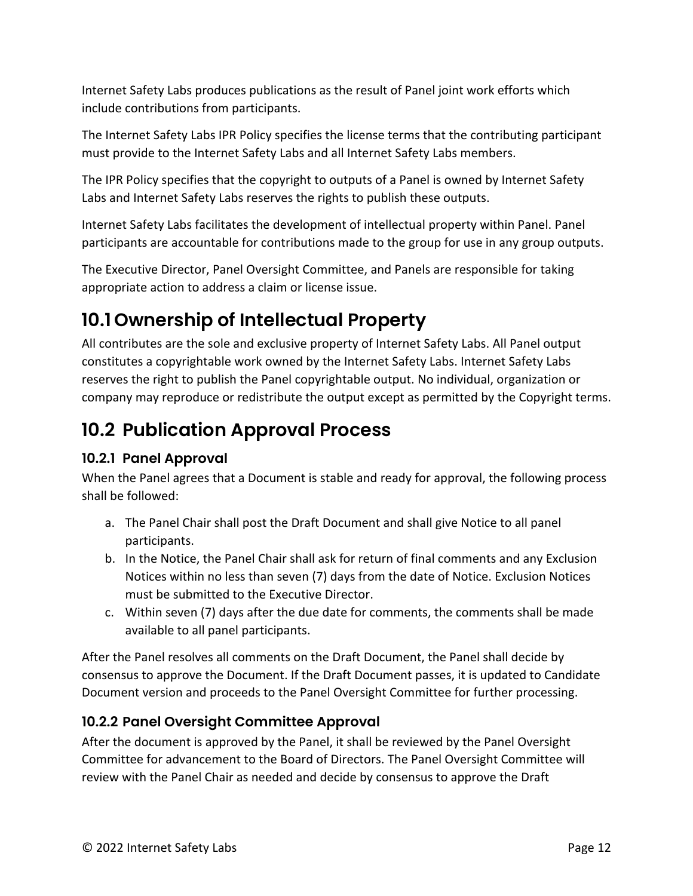Internet Safety Labs produces publications as the result of Panel joint work efforts which include contributions from participants.

The Internet Safety Labs IPR Policy specifies the license terms that the contributing participant must provide to the Internet Safety Labs and all Internet Safety Labs members.

The IPR Policy specifies that the copyright to outputs of a Panel is owned by Internet Safety Labs and Internet Safety Labs reserves the rights to publish these outputs.

Internet Safety Labs facilitates the development of intellectual property within Panel. Panel participants are accountable for contributions made to the group for use in any group outputs.

The Executive Director, Panel Oversight Committee, and Panels are responsible for taking appropriate action to address a claim or license issue.

## 10.1 Ownership of Intellectual Property

All contributes are the sole and exclusive property of Internet Safety Labs. All Panel output constitutes a copyrightable work owned by the Internet Safety Labs. Internet Safety Labs reserves the right to publish the Panel copyrightable output. No individual, organization or company may reproduce or redistribute the output except as permitted by the Copyright terms.

## 10.2 Publication Approval Process

### 10.2.1 Panel Approval

When the Panel agrees that a Document is stable and ready for approval, the following process shall be followed:

a. The Panel Chair shall post the Draft Document and shall give Notice to all panel participants.
b. In the Notice, the Panel Chair shall ask for return of final comments and any Exclusion Notices within no less than seven (7) days from the date of Notice. Exclusion Notices must be submitted to the Executive Director.
c. Within seven (7) days after the due date for comments, the comments shall be made available to all panel participants.

After the Panel resolves all comments on the Draft Document, the Panel shall decide by consensus to approve the Document. If the Draft Document passes, it is updated to Candidate Document version and proceeds to the Panel Oversight Committee for further processing.

### 10.2.2 Panel Oversight Committee Approval

After the document is approved by the Panel, it shall be reviewed by the Panel Oversight Committee for advancement to the Board of Directors. The Panel Oversight Committee will review with the Panel Chair as needed and decide by consensus to approve the Draft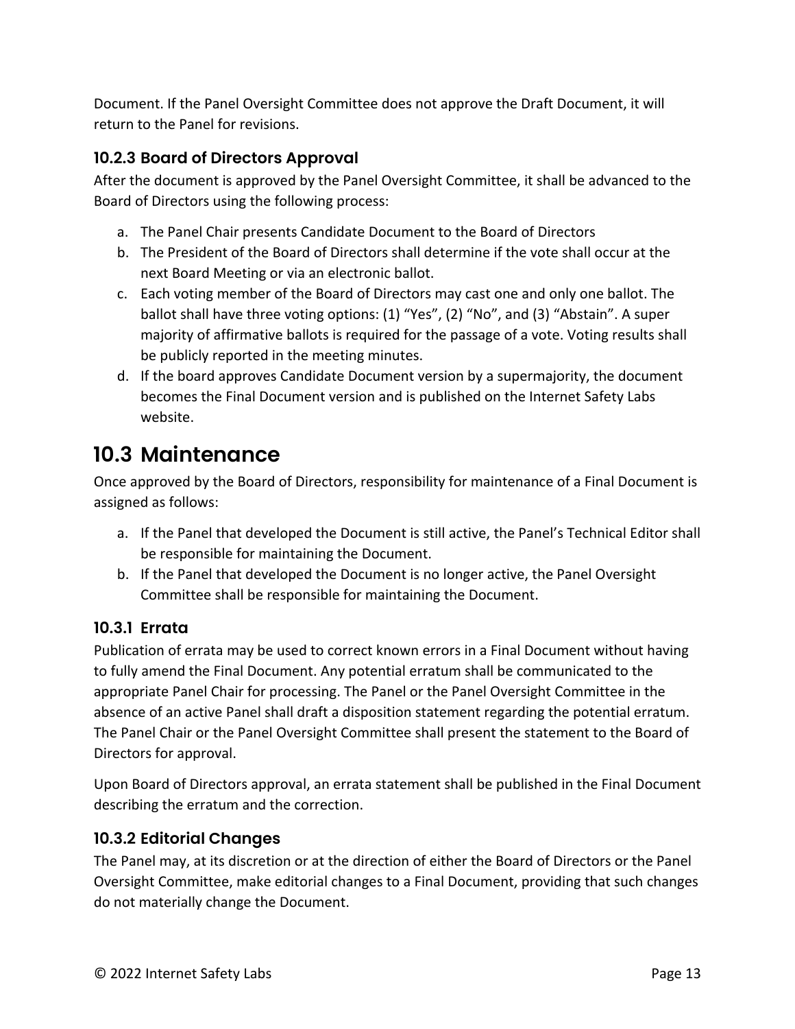Document. If the Panel Oversight Committee does not approve the Draft Document, it will return to the Panel for revisions.

### 10.2.3 Board of Directors Approval

After the document is approved by the Panel Oversight Committee, it shall be advanced to the Board of Directors using the following process:

a. The Panel Chair presents Candidate Document to the Board of Directors
b. The President of the Board of Directors shall determine if the vote shall occur at the next Board Meeting or via an electronic ballot.
c. Each voting member of the Board of Directors may cast one and only one ballot. The ballot shall have three voting options: (1) “Yes”, (2) “No”, and (3) “Abstain”. A super majority of affirmative ballots is required for the passage of a vote. Voting results shall be publicly reported in the meeting minutes.
d. If the board approves Candidate Document version by a supermajority, the document becomes the Final Document version and is published on the Internet Safety Labs website.

## 10.3 Maintenance

Once approved by the Board of Directors, responsibility for maintenance of a Final Document is assigned as follows:

a. If the Panel that developed the Document is still active, the Panel’s Technical Editor shall be responsible for maintaining the Document.
b. If the Panel that developed the Document is no longer active, the Panel Oversight Committee shall be responsible for maintaining the Document.

### 10.3.1 Errata

Publication of errata may be used to correct known errors in a Final Document without having to fully amend the Final Document. Any potential erratum shall be communicated to the appropriate Panel Chair for processing. The Panel or the Panel Oversight Committee in the absence of an active Panel shall draft a disposition statement regarding the potential erratum. The Panel Chair or the Panel Oversight Committee shall present the statement to the Board of Directors for approval.

Upon Board of Directors approval, an errata statement shall be published in the Final Document describing the erratum and the correction.

### 10.3.2 Editorial Changes

The Panel may, at its discretion or at the direction of either the Board of Directors or the Panel Oversight Committee, make editorial changes to a Final Document, providing that such changes do not materially change the Document.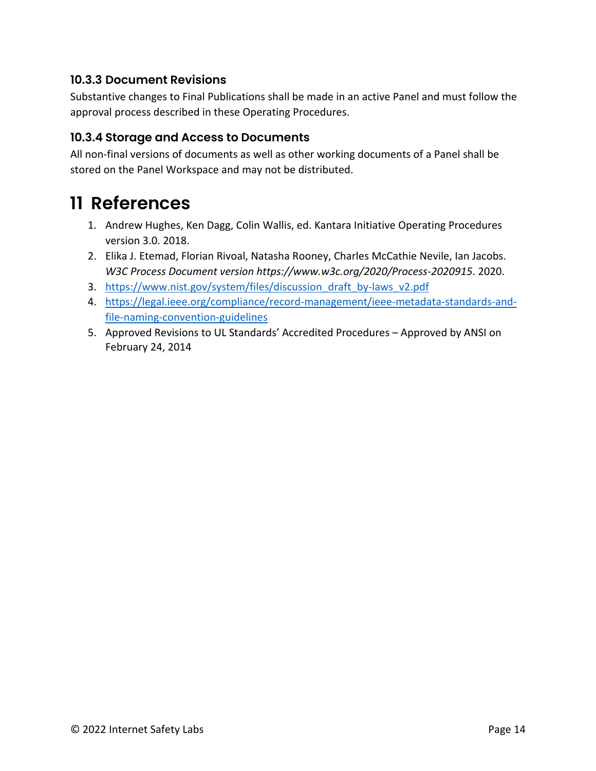### 10.3.3 Document Revisions

Substantive changes to Final Publications shall be made in an active Panel and must follow the approval process described in these Operating Procedures.

### 10.3.4 Storage and Access to Documents

All non-final versions of documents as well as other working documents of a Panel shall be stored on the Panel Workspace and may not be distributed.

# 11 References

1. Andrew Hughes, Ken Dagg, Colin Wallis, ed. Kantara Initiative Operating Procedures version 3.0. 2018.
2. Elika J. Etemad, Florian Rivoal, Natasha Rooney, Charles McCathie Nevile, Ian Jacobs. *W3C Process Document version https://www.w3c.org/2020/Process-2020915*. 2020.
3. https://www.nist.gov/system/files/discussion_draft_by-laws_v2.pdf
4. https://legal.ieee.org/compliance/record-management/ieee-metadata-standards-and-file-naming-convention-guidelines
5. Approved Revisions to UL Standards' Accredited Procedures – Approved by ANSI on February 24, 2014

© 2022 Internet Safety Labs